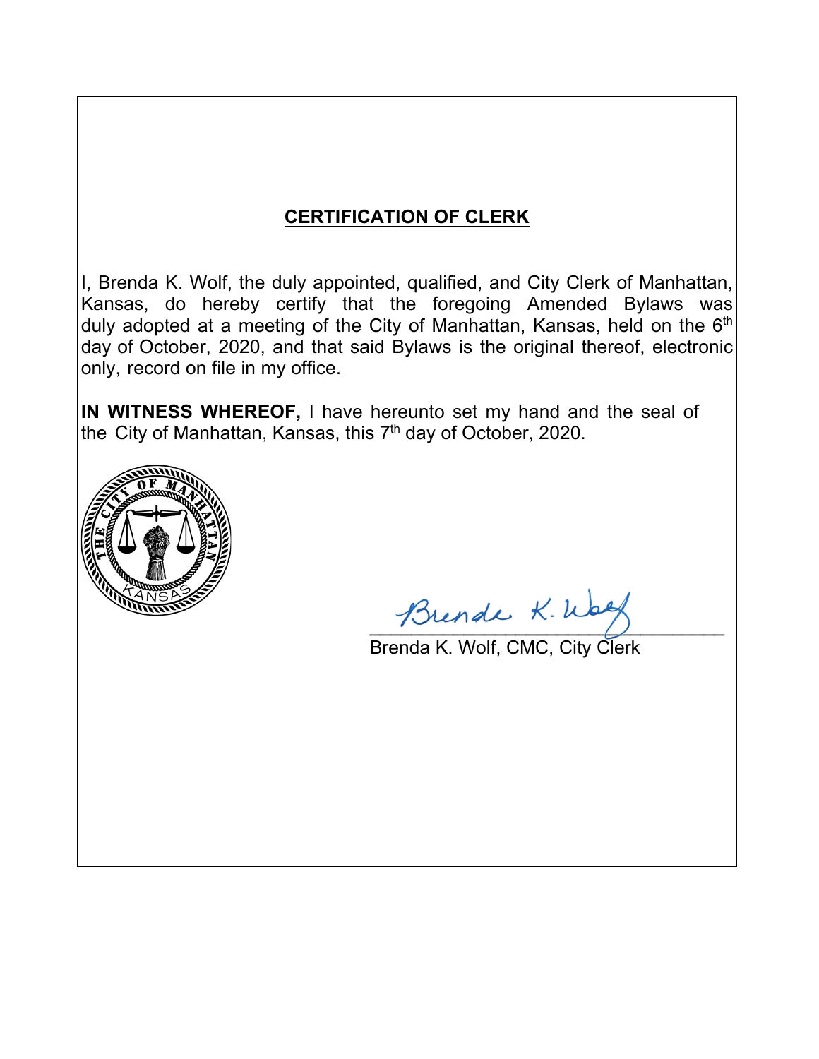## CERTIFICATION OF CLERK

I, Brenda K. Wolf, the duly appointed, qualified, and City Clerk of Manhattan, Kansas, do hereby certify that the foregoing Amended Bylaws was duly adopted at a meeting of the City of Manhattan, Kansas, held on the 6th day of October, 2020, and that said Bylaws is the original thereof, electronic only, record on file in my office.

**IN WITNESS WHEREOF,** I have hereunto set my hand and the seal of the City of Manhattan, Kansas, this 7th day of October, 2020.

Brenda K. Wolf, CMC, City Clerk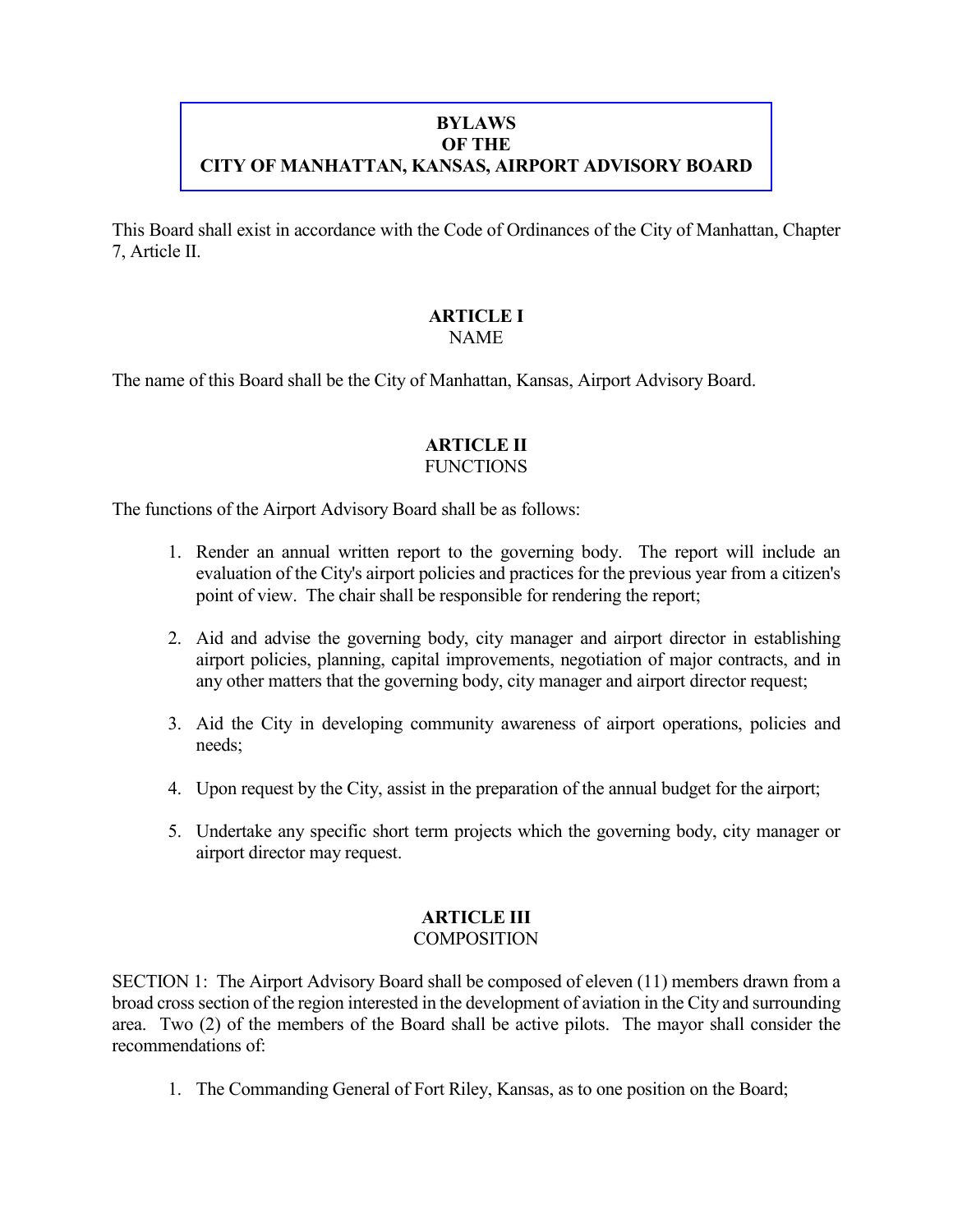# BYLAWS OF THE CITY OF MANHATTAN, KANSAS, AIRPORT ADVISORY BOARD

This Board shall exist in accordance with the Code of Ordinances of the City of Manhattan, Chapter 7, Article II.

## ARTICLE I
NAME

The name of this Board shall be the City of Manhattan, Kansas, Airport Advisory Board.

## ARTICLE II
FUNCTIONS

The functions of the Airport Advisory Board shall be as follows:

1. Render an annual written report to the governing body. The report will include an evaluation of the City's airport policies and practices for the previous year from a citizen's point of view. The chair shall be responsible for rendering the report;

2. Aid and advise the governing body, city manager and airport director in establishing airport policies, planning, capital improvements, negotiation of major contracts, and in any other matters that the governing body, city manager and airport director request;

3. Aid the City in developing community awareness of airport operations, policies and needs;

4. Upon request by the City, assist in the preparation of the annual budget for the airport;

5. Undertake any specific short term projects which the governing body, city manager or airport director may request.

## ARTICLE III
COMPOSITION

SECTION 1: The Airport Advisory Board shall be composed of eleven (11) members drawn from a broad cross section of the region interested in the development of aviation in the City and surrounding area. Two (2) of the members of the Board shall be active pilots. The mayor shall consider the recommendations of:

1. The Commanding General of Fort Riley, Kansas, as to one position on the Board;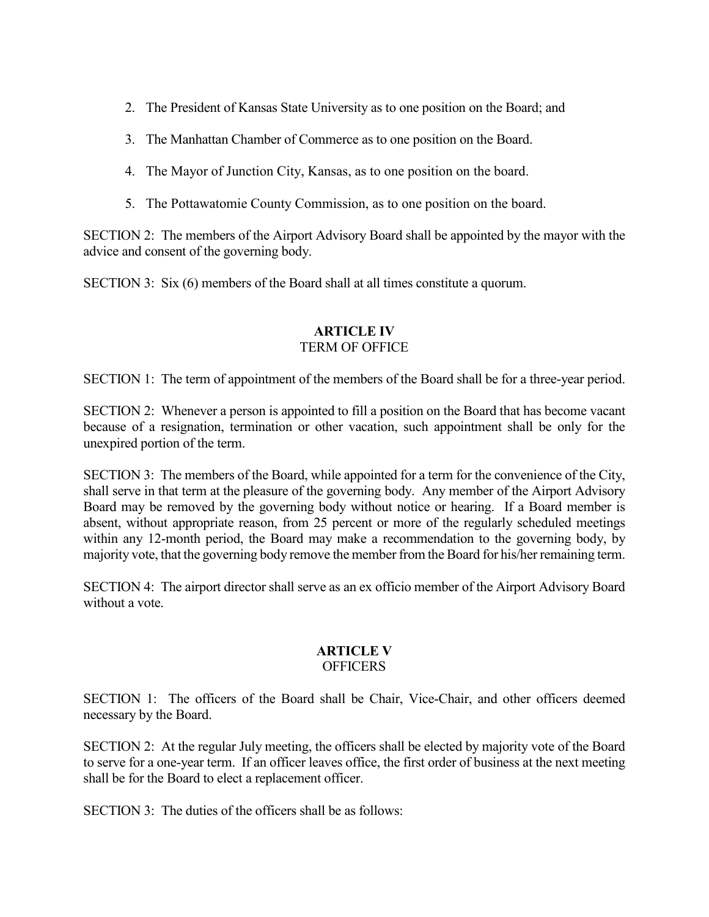2. The President of Kansas State University as to one position on the Board; and
3. The Manhattan Chamber of Commerce as to one position on the Board.
4. The Mayor of Junction City, Kansas, as to one position on the board.
5. The Pottawatomie County Commission, as to one position on the board.

SECTION 2: The members of the Airport Advisory Board shall be appointed by the mayor with the advice and consent of the governing body.

SECTION 3: Six (6) members of the Board shall at all times constitute a quorum.

## ARTICLE IV
TERM OF OFFICE

SECTION 1: The term of appointment of the members of the Board shall be for a three-year period.

SECTION 2: Whenever a person is appointed to fill a position on the Board that has become vacant because of a resignation, termination or other vacation, such appointment shall be only for the unexpired portion of the term.

SECTION 3: The members of the Board, while appointed for a term for the convenience of the City, shall serve in that term at the pleasure of the governing body. Any member of the Airport Advisory Board may be removed by the governing body without notice or hearing. If a Board member is absent, without appropriate reason, from 25 percent or more of the regularly scheduled meetings within any 12-month period, the Board may make a recommendation to the governing body, by majority vote, that the governing body remove the member from the Board for his/her remaining term.

SECTION 4: The airport director shall serve as an ex officio member of the Airport Advisory Board without a vote.

## ARTICLE V
OFFICERS

SECTION 1: The officers of the Board shall be Chair, Vice-Chair, and other officers deemed necessary by the Board.

SECTION 2: At the regular July meeting, the officers shall be elected by majority vote of the Board to serve for a one-year term. If an officer leaves office, the first order of business at the next meeting shall be for the Board to elect a replacement officer.

SECTION 3: The duties of the officers shall be as follows: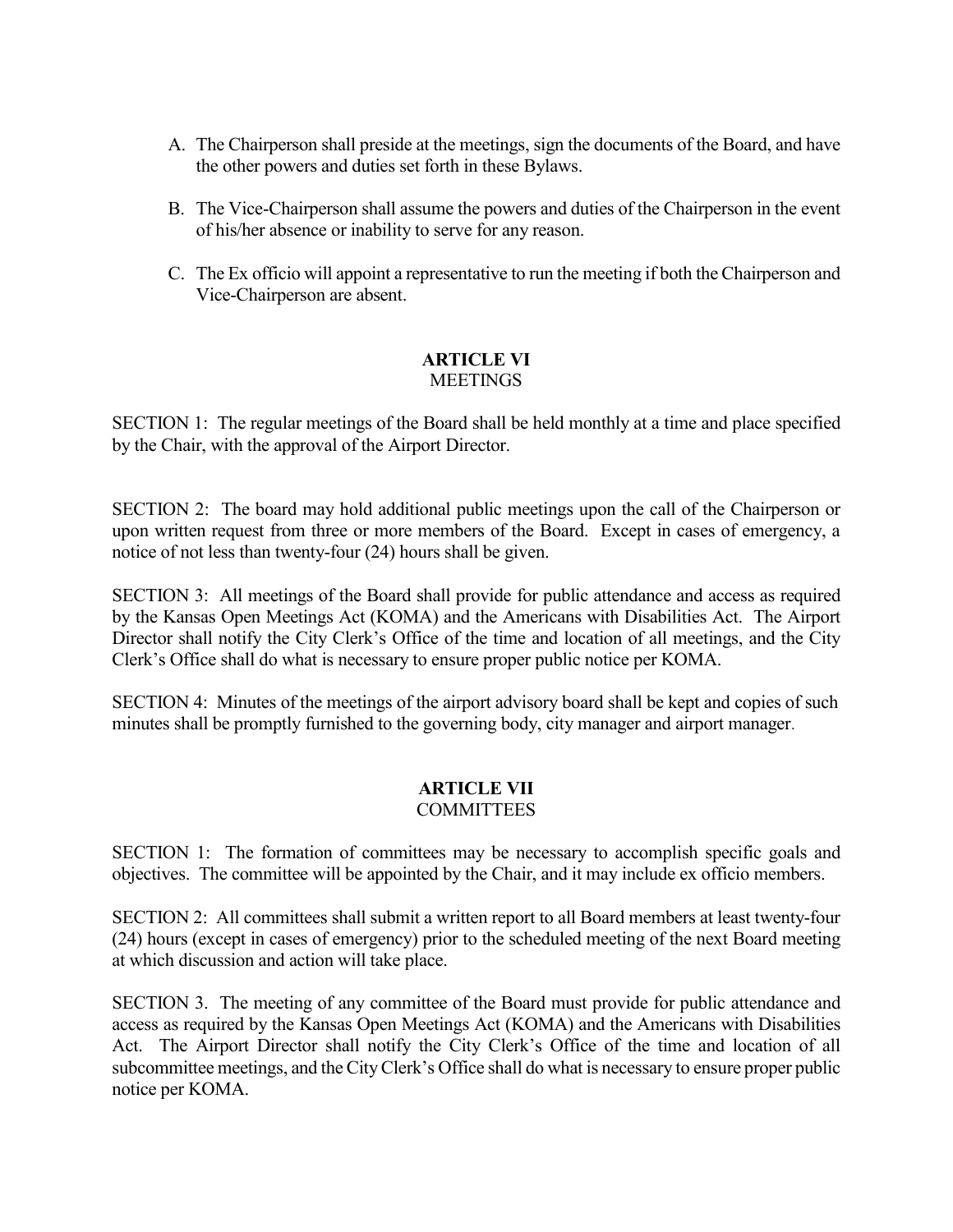A. The Chairperson shall preside at the meetings, sign the documents of the Board, and have the other powers and duties set forth in these Bylaws.

B. The Vice-Chairperson shall assume the powers and duties of the Chairperson in the event of his/her absence or inability to serve for any reason.

C. The Ex officio will appoint a representative to run the meeting if both the Chairperson and Vice-Chairperson are absent.

## ARTICLE VI
MEETINGS

SECTION 1: The regular meetings of the Board shall be held monthly at a time and place specified by the Chair, with the approval of the Airport Director.

SECTION 2: The board may hold additional public meetings upon the call of the Chairperson or upon written request from three or more members of the Board. Except in cases of emergency, a notice of not less than twenty-four (24) hours shall be given.

SECTION 3: All meetings of the Board shall provide for public attendance and access as required by the Kansas Open Meetings Act (KOMA) and the Americans with Disabilities Act. The Airport Director shall notify the City Clerk's Office of the time and location of all meetings, and the City Clerk's Office shall do what is necessary to ensure proper public notice per KOMA.

SECTION 4: Minutes of the meetings of the airport advisory board shall be kept and copies of such minutes shall be promptly furnished to the governing body, city manager and airport manager.

## ARTICLE VII
COMMITTEES

SECTION 1: The formation of committees may be necessary to accomplish specific goals and objectives. The committee will be appointed by the Chair, and it may include ex officio members.

SECTION 2: All committees shall submit a written report to all Board members at least twenty-four (24) hours (except in cases of emergency) prior to the scheduled meeting of the next Board meeting at which discussion and action will take place.

SECTION 3. The meeting of any committee of the Board must provide for public attendance and access as required by the Kansas Open Meetings Act (KOMA) and the Americans with Disabilities Act. The Airport Director shall notify the City Clerk's Office of the time and location of all subcommittee meetings, and the City Clerk's Office shall do what is necessary to ensure proper public notice per KOMA.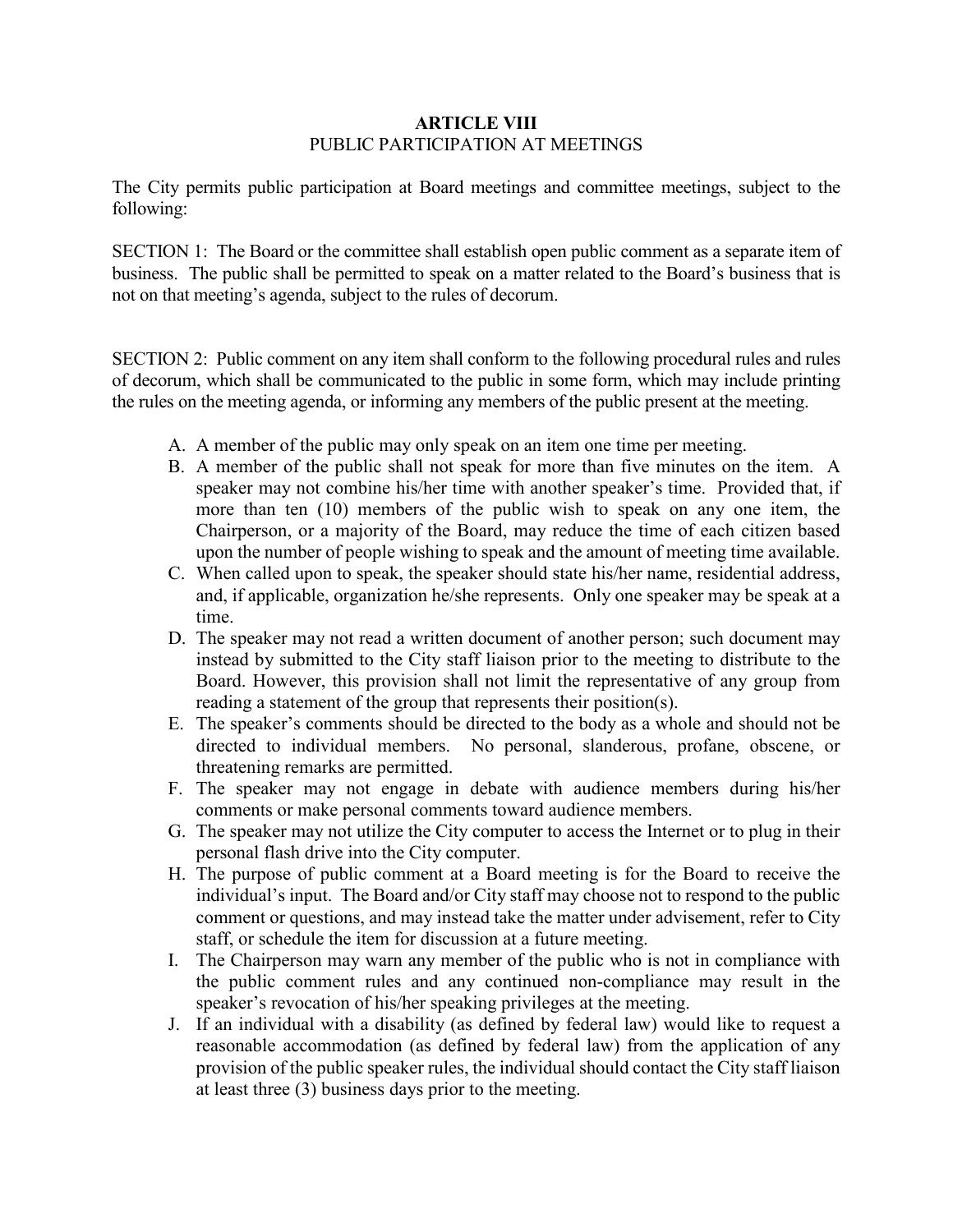## ARTICLE VIII
PUBLIC PARTICIPATION AT MEETINGS

The City permits public participation at Board meetings and committee meetings, subject to the following:

SECTION 1: The Board or the committee shall establish open public comment as a separate item of business. The public shall be permitted to speak on a matter related to the Board's business that is not on that meeting's agenda, subject to the rules of decorum.

SECTION 2: Public comment on any item shall conform to the following procedural rules and rules of decorum, which shall be communicated to the public in some form, which may include printing the rules on the meeting agenda, or informing any members of the public present at the meeting.

A. A member of the public may only speak on an item one time per meeting.
B. A member of the public shall not speak for more than five minutes on the item. A speaker may not combine his/her time with another speaker's time. Provided that, if more than ten (10) members of the public wish to speak on any one item, the Chairperson, or a majority of the Board, may reduce the time of each citizen based upon the number of people wishing to speak and the amount of meeting time available.
C. When called upon to speak, the speaker should state his/her name, residential address, and, if applicable, organization he/she represents. Only one speaker may be speak at a time.
D. The speaker may not read a written document of another person; such document may instead by submitted to the City staff liaison prior to the meeting to distribute to the Board. However, this provision shall not limit the representative of any group from reading a statement of the group that represents their position(s).
E. The speaker's comments should be directed to the body as a whole and should not be directed to individual members. No personal, slanderous, profane, obscene, or threatening remarks are permitted.
F. The speaker may not engage in debate with audience members during his/her comments or make personal comments toward audience members.
G. The speaker may not utilize the City computer to access the Internet or to plug in their personal flash drive into the City computer.
H. The purpose of public comment at a Board meeting is for the Board to receive the individual's input. The Board and/or City staff may choose not to respond to the public comment or questions, and may instead take the matter under advisement, refer to City staff, or schedule the item for discussion at a future meeting.
I. The Chairperson may warn any member of the public who is not in compliance with the public comment rules and any continued non-compliance may result in the speaker's revocation of his/her speaking privileges at the meeting.
J. If an individual with a disability (as defined by federal law) would like to request a reasonable accommodation (as defined by federal law) from the application of any provision of the public speaker rules, the individual should contact the City staff liaison at least three (3) business days prior to the meeting.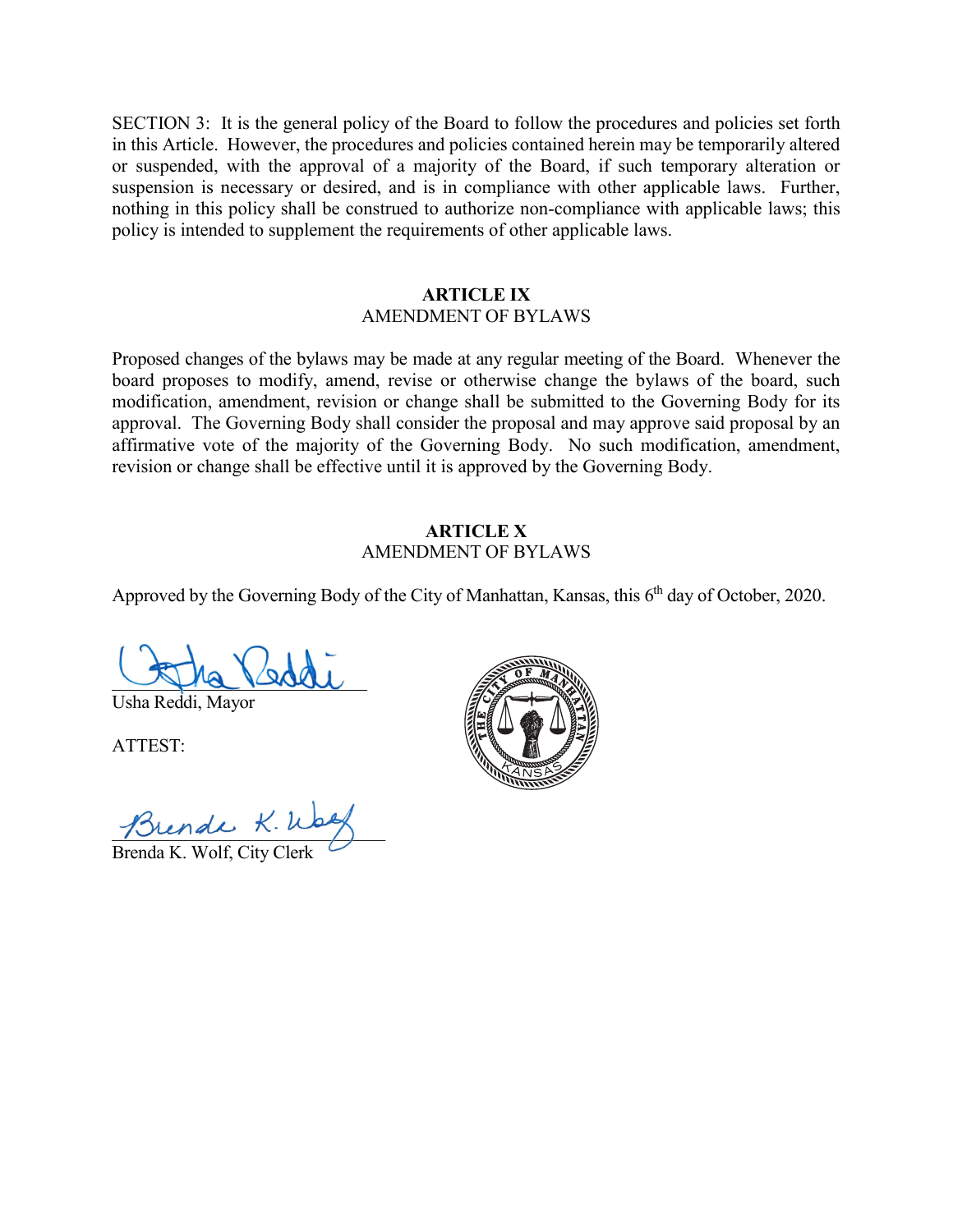SECTION 3: It is the general policy of the Board to follow the procedures and policies set forth in this Article. However, the procedures and policies contained herein may be temporarily altered or suspended, with the approval of a majority of the Board, if such temporary alteration or suspension is necessary or desired, and is in compliance with other applicable laws. Further, nothing in this policy shall be construed to authorize non-compliance with applicable laws; this policy is intended to supplement the requirements of other applicable laws.

## ARTICLE IX
AMENDMENT OF BYLAWS

Proposed changes of the bylaws may be made at any regular meeting of the Board. Whenever the board proposes to modify, amend, revise or otherwise change the bylaws of the board, such modification, amendment, revision or change shall be submitted to the Governing Body for its approval. The Governing Body shall consider the proposal and may approve said proposal by an affirmative vote of the majority of the Governing Body. No such modification, amendment, revision or change shall be effective until it is approved by the Governing Body.

## ARTICLE X
AMENDMENT OF BYLAWS

Approved by the Governing Body of the City of Manhattan, Kansas, this 6th day of October, 2020.

Usha Reddi, Mayor

ATTEST:

Brenda K. Wolf, City Clerk